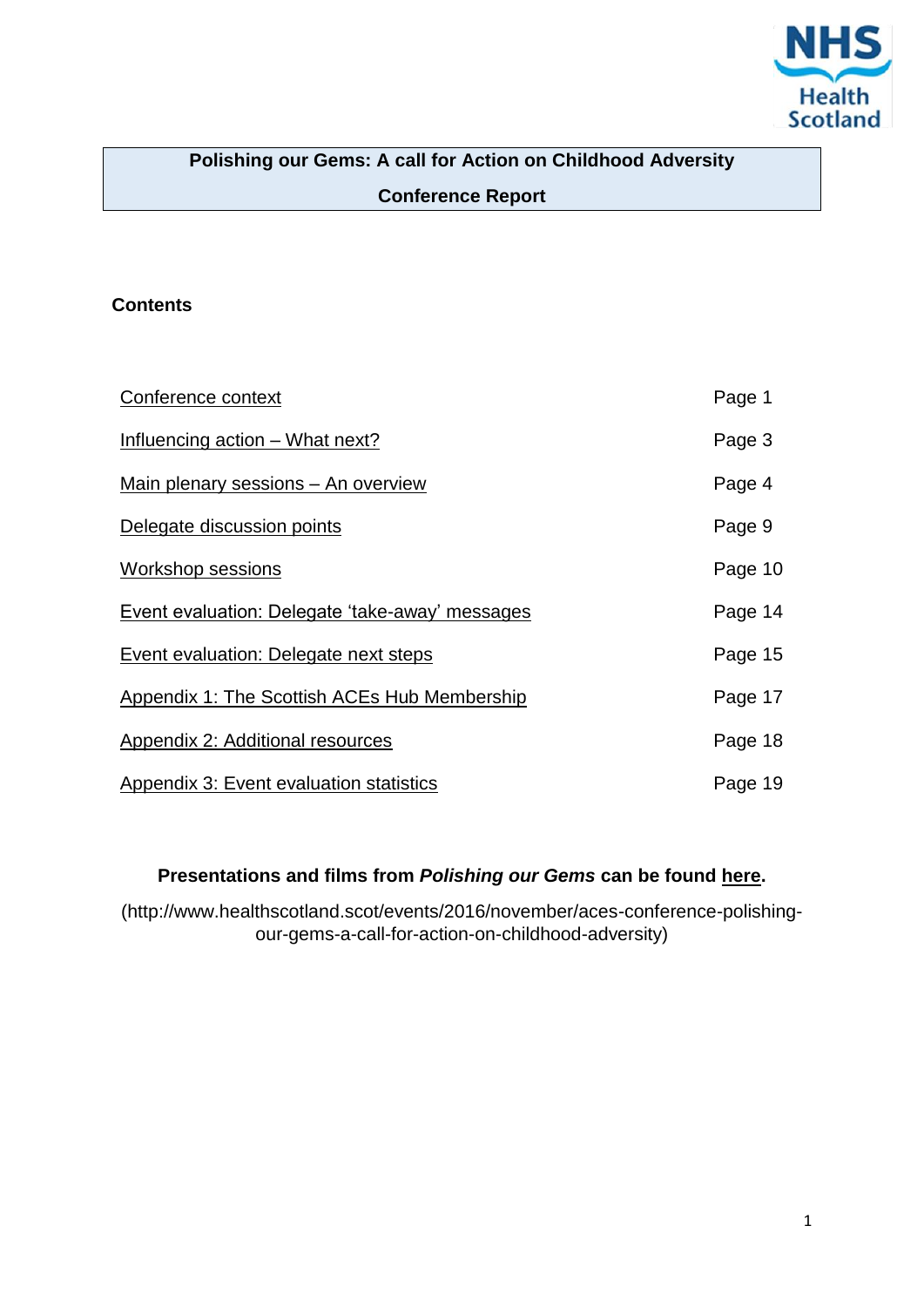# Polishing our Gems: A call for Action on Childhood Adversity

## Conference Report

**Contents**

| | |
|---|---|
| Conference context | Page 1 |
| Influencing action – What next? | Page 3 |
| Main plenary sessions – An overview | Page 4 |
| Delegate discussion points | Page 9 |
| Workshop sessions | Page 10 |
| Event evaluation: Delegate 'take-away' messages | Page 14 |
| Event evaluation: Delegate next steps | Page 15 |
| Appendix 1: The Scottish ACEs Hub Membership | Page 17 |
| Appendix 2: Additional resources | Page 18 |
| Appendix 3: Event evaluation statistics | Page 19 |

**Presentations and films from *Polishing our Gems* can be found here.**

(http://www.healthscotland.scot/events/2016/november/aces-conference-polishing-our-gems-a-call-for-action-on-childhood-adversity)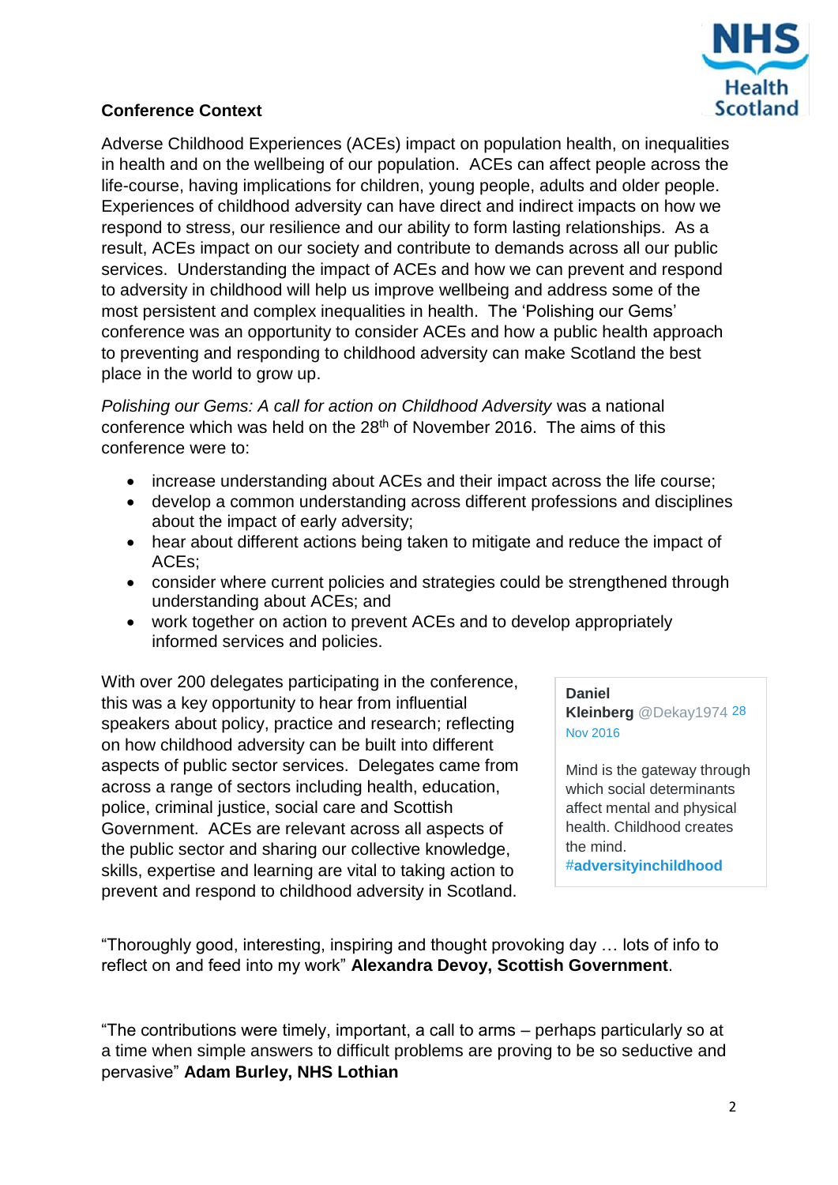**Conference Context**

Adverse Childhood Experiences (ACEs) impact on population health, on inequalities in health and on the wellbeing of our population. ACEs can affect people across the life-course, having implications for children, young people, adults and older people. Experiences of childhood adversity can have direct and indirect impacts on how we respond to stress, our resilience and our ability to form lasting relationships. As a result, ACEs impact on our society and contribute to demands across all our public services. Understanding the impact of ACEs and how we can prevent and respond to adversity in childhood will help us improve wellbeing and address some of the most persistent and complex inequalities in health. The 'Polishing our Gems' conference was an opportunity to consider ACEs and how a public health approach to preventing and responding to childhood adversity can make Scotland the best place in the world to grow up.

*Polishing our Gems: A call for action on Childhood Adversity* was a national conference which was held on the 28th of November 2016. The aims of this conference were to:

- increase understanding about ACEs and their impact across the life course;
- develop a common understanding across different professions and disciplines about the impact of early adversity;
- hear about different actions being taken to mitigate and reduce the impact of ACEs;
- consider where current policies and strategies could be strengthened through understanding about ACEs; and
- work together on action to prevent ACEs and to develop appropriately informed services and policies.

With over 200 delegates participating in the conference, this was a key opportunity to hear from influential speakers about policy, practice and research; reflecting on how childhood adversity can be built into different aspects of public sector services. Delegates came from across a range of sectors including health, education, police, criminal justice, social care and Scottish Government. ACEs are relevant across all aspects of the public sector and sharing our collective knowledge, skills, expertise and learning are vital to taking action to prevent and respond to childhood adversity in Scotland.

> **Daniel Kleinberg** @Dekay1974 28 Nov 2016
>
> Mind is the gateway through which social determinants affect mental and physical health. Childhood creates the mind. **#adversityinchildhood**

"Thoroughly good, interesting, inspiring and thought provoking day … lots of info to reflect on and feed into my work" **Alexandra Devoy, Scottish Government**.

"The contributions were timely, important, a call to arms – perhaps particularly so at a time when simple answers to difficult problems are proving to be so seductive and pervasive" **Adam Burley, NHS Lothian**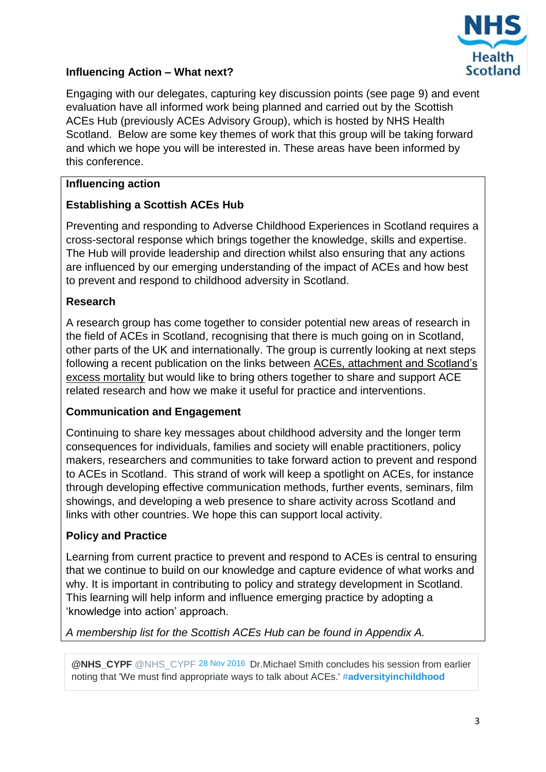## Influencing Action – What next?

Engaging with our delegates, capturing key discussion points (see page 9) and event evaluation have all informed work being planned and carried out by the Scottish ACEs Hub (previously ACEs Advisory Group), which is hosted by NHS Health Scotland. Below are some key themes of work that this group will be taking forward and which we hope you will be interested in. These areas have been informed by this conference.

### Influencing action

**Establishing a Scottish ACEs Hub**

Preventing and responding to Adverse Childhood Experiences in Scotland requires a cross-sectoral response which brings together the knowledge, skills and expertise. The Hub will provide leadership and direction whilst also ensuring that any actions are influenced by our emerging understanding of the impact of ACEs and how best to prevent and respond to childhood adversity in Scotland.

**Research**

A research group has come together to consider potential new areas of research in the field of ACEs in Scotland, recognising that there is much going on in Scotland, other parts of the UK and internationally. The group is currently looking at next steps following a recent publication on the links between ACEs, attachment and Scotland's excess mortality but would like to bring others together to share and support ACE related research and how we make it useful for practice and interventions.

**Communication and Engagement**

Continuing to share key messages about childhood adversity and the longer term consequences for individuals, families and society will enable practitioners, policy makers, researchers and communities to take forward action to prevent and respond to ACEs in Scotland. This strand of work will keep a spotlight on ACEs, for instance through developing effective communication methods, further events, seminars, film showings, and developing a web presence to share activity across Scotland and links with other countries. We hope this can support local activity.

**Policy and Practice**

Learning from current practice to prevent and respond to ACEs is central to ensuring that we continue to build on our knowledge and capture evidence of what works and why. It is important in contributing to policy and strategy development in Scotland. This learning will help inform and influence emerging practice by adopting a 'knowledge into action' approach.

*A membership list for the Scottish ACEs Hub can be found in Appendix A.*

> **@NHS_CYPF** @NHS_CYPF 28 Nov 2016 Dr.Michael Smith concludes his session from earlier noting that 'We must find appropriate ways to talk about ACEs.' **#adversityinchildhood**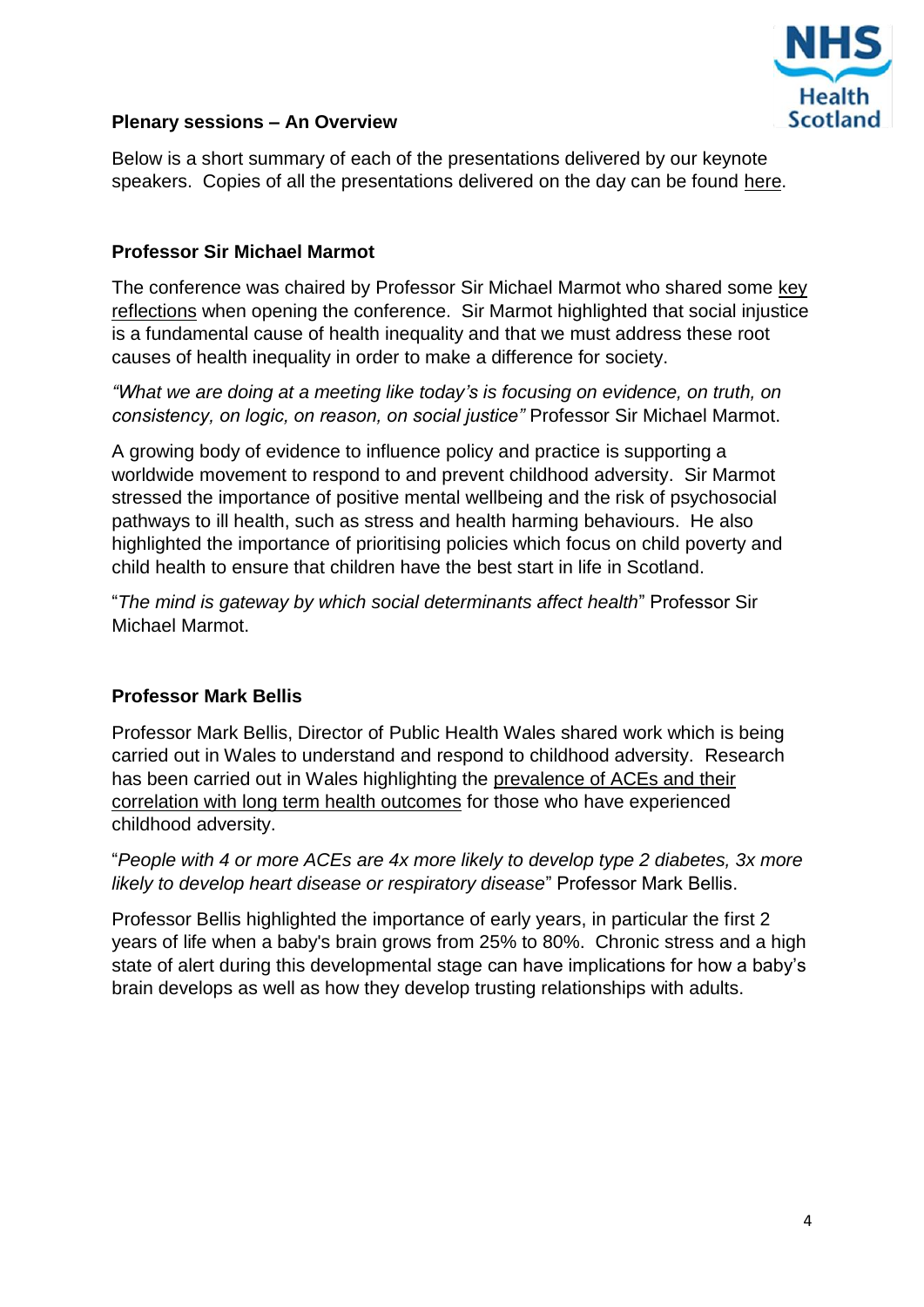## Plenary sessions – An Overview

Below is a short summary of each of the presentations delivered by our keynote speakers. Copies of all the presentations delivered on the day can be found here.

### Professor Sir Michael Marmot

The conference was chaired by Professor Sir Michael Marmot who shared some key reflections when opening the conference. Sir Marmot highlighted that social injustice is a fundamental cause of health inequality and that we must address these root causes of health inequality in order to make a difference for society.

*"What we are doing at a meeting like today's is focusing on evidence, on truth, on consistency, on logic, on reason, on social justice"* Professor Sir Michael Marmot.

A growing body of evidence to influence policy and practice is supporting a worldwide movement to respond to and prevent childhood adversity. Sir Marmot stressed the importance of positive mental wellbeing and the risk of psychosocial pathways to ill health, such as stress and health harming behaviours. He also highlighted the importance of prioritising policies which focus on child poverty and child health to ensure that children have the best start in life in Scotland.

"*The mind is gateway by which social determinants affect health*" Professor Sir Michael Marmot.

### Professor Mark Bellis

Professor Mark Bellis, Director of Public Health Wales shared work which is being carried out in Wales to understand and respond to childhood adversity. Research has been carried out in Wales highlighting the prevalence of ACEs and their correlation with long term health outcomes for those who have experienced childhood adversity.

"*People with 4 or more ACEs are 4x more likely to develop type 2 diabetes, 3x more likely to develop heart disease or respiratory disease*" Professor Mark Bellis.

Professor Bellis highlighted the importance of early years, in particular the first 2 years of life when a baby's brain grows from 25% to 80%. Chronic stress and a high state of alert during this developmental stage can have implications for how a baby's brain develops as well as how they develop trusting relationships with adults.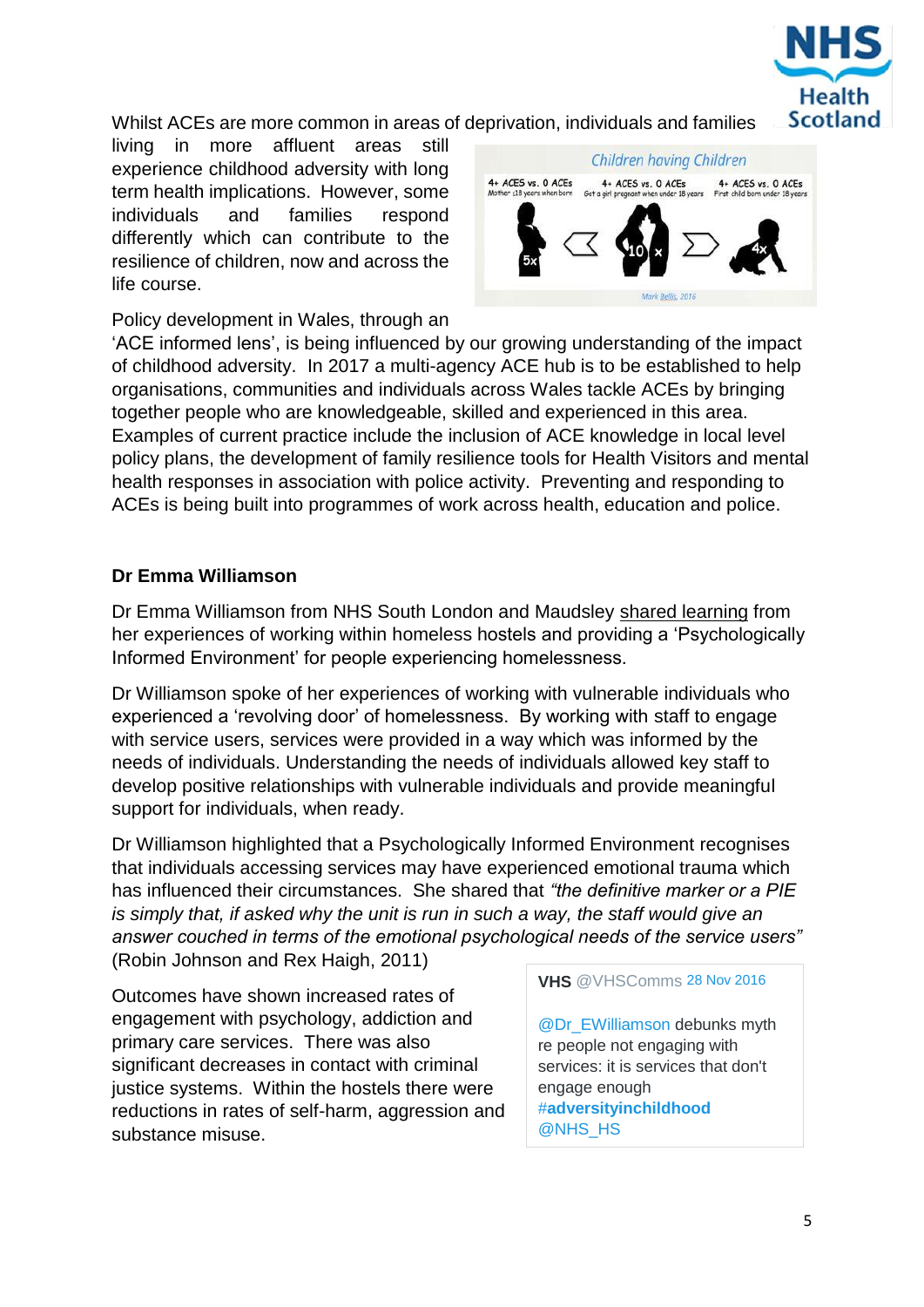Whilst ACEs are more common in areas of deprivation, individuals and families living in more affluent areas still experience childhood adversity with long term health implications. However, some individuals and families respond differently which can contribute to the resilience of children, now and across the life course.

Policy development in Wales, through an 'ACE informed lens', is being influenced by our growing understanding of the impact of childhood adversity. In 2017 a multi-agency ACE hub is to be established to help organisations, communities and individuals across Wales tackle ACEs by bringing together people who are knowledgeable, skilled and experienced in this area. Examples of current practice include the inclusion of ACE knowledge in local level policy plans, the development of family resilience tools for Health Visitors and mental health responses in association with police activity. Preventing and responding to ACEs is being built into programmes of work across health, education and police.

**Dr Emma Williamson**

Dr Emma Williamson from NHS South London and Maudsley shared learning from her experiences of working within homeless hostels and providing a 'Psychologically Informed Environment' for people experiencing homelessness.

Dr Williamson spoke of her experiences of working with vulnerable individuals who experienced a 'revolving door' of homelessness. By working with staff to engage with service users, services were provided in a way which was informed by the needs of individuals. Understanding the needs of individuals allowed key staff to develop positive relationships with vulnerable individuals and provide meaningful support for individuals, when ready.

Dr Williamson highlighted that a Psychologically Informed Environment recognises that individuals accessing services may have experienced emotional trauma which has influenced their circumstances. She shared that *"the definitive marker or a PIE is simply that, if asked why the unit is run in such a way, the staff would give an answer couched in terms of the emotional psychological needs of the service users"* (Robin Johnson and Rex Haigh, 2011)

Outcomes have shown increased rates of engagement with psychology, addiction and primary care services. There was also significant decreases in contact with criminal justice systems. Within the hostels there were reductions in rates of self-harm, aggression and substance misuse.

> **VHS** @VHSComms 28 Nov 2016
>
> @Dr_EWilliamson debunks myth re people not engaging with services: it is services that don't engage enough **#adversityinchildhood** @NHS_HS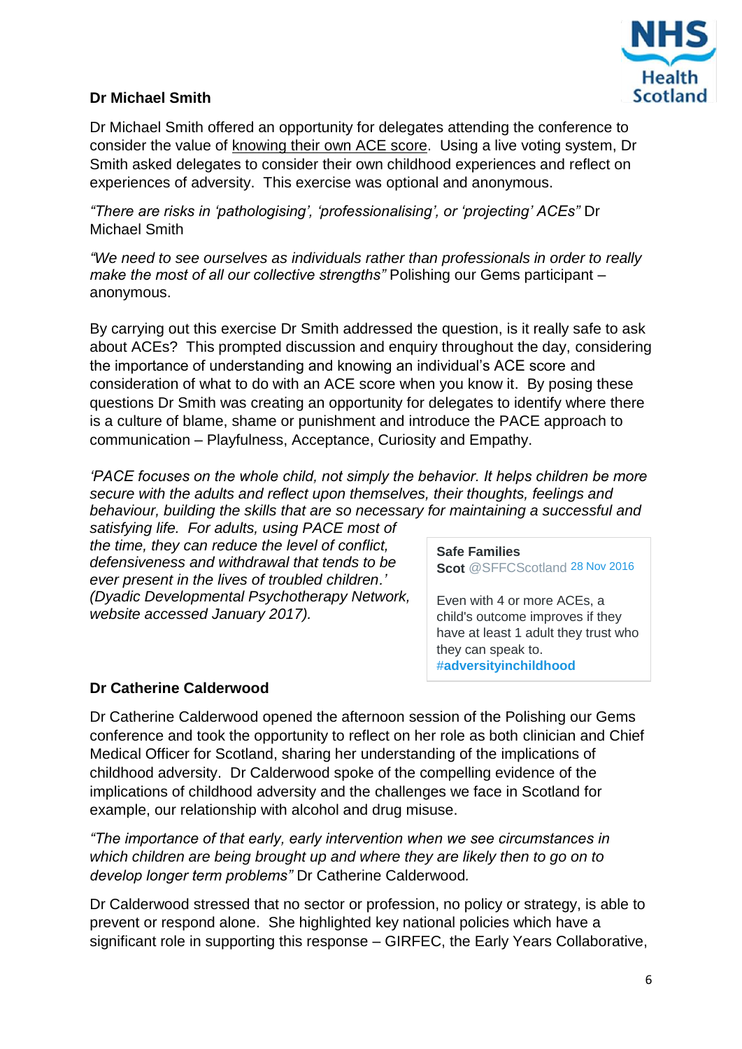### Dr Michael Smith

Dr Michael Smith offered an opportunity for delegates attending the conference to consider the value of knowing their own ACE score. Using a live voting system, Dr Smith asked delegates to consider their own childhood experiences and reflect on experiences of adversity. This exercise was optional and anonymous.

*"There are risks in 'pathologising', 'professionalising', or 'projecting' ACEs"* Dr Michael Smith

*"We need to see ourselves as individuals rather than professionals in order to really make the most of all our collective strengths"* Polishing our Gems participant – anonymous.

By carrying out this exercise Dr Smith addressed the question, is it really safe to ask about ACEs? This prompted discussion and enquiry throughout the day, considering the importance of understanding and knowing an individual's ACE score and consideration of what to do with an ACE score when you know it. By posing these questions Dr Smith was creating an opportunity for delegates to identify where there is a culture of blame, shame or punishment and introduce the PACE approach to communication – Playfulness, Acceptance, Curiosity and Empathy.

*'PACE focuses on the whole child, not simply the behavior. It helps children be more secure with the adults and reflect upon themselves, their thoughts, feelings and behaviour, building the skills that are so necessary for maintaining a successful and satisfying life. For adults, using PACE most of the time, they can reduce the level of conflict, defensiveness and withdrawal that tends to be ever present in the lives of troubled children.' (Dyadic Developmental Psychotherapy Network, website accessed January 2017).*

> **Safe Families Scot** @SFFCScotland 28 Nov 2016
>
> Even with 4 or more ACEs, a child's outcome improves if they have at least 1 adult they trust who they can speak to. #**adversityinchildhood**

### Dr Catherine Calderwood

Dr Catherine Calderwood opened the afternoon session of the Polishing our Gems conference and took the opportunity to reflect on her role as both clinician and Chief Medical Officer for Scotland, sharing her understanding of the implications of childhood adversity. Dr Calderwood spoke of the compelling evidence of the implications of childhood adversity and the challenges we face in Scotland for example, our relationship with alcohol and drug misuse.

*"The importance of that early, early intervention when we see circumstances in which children are being brought up and where they are likely then to go on to develop longer term problems"* Dr Catherine Calderwood.

Dr Calderwood stressed that no sector or profession, no policy or strategy, is able to prevent or respond alone. She highlighted key national policies which have a significant role in supporting this response – GIRFEC, the Early Years Collaborative,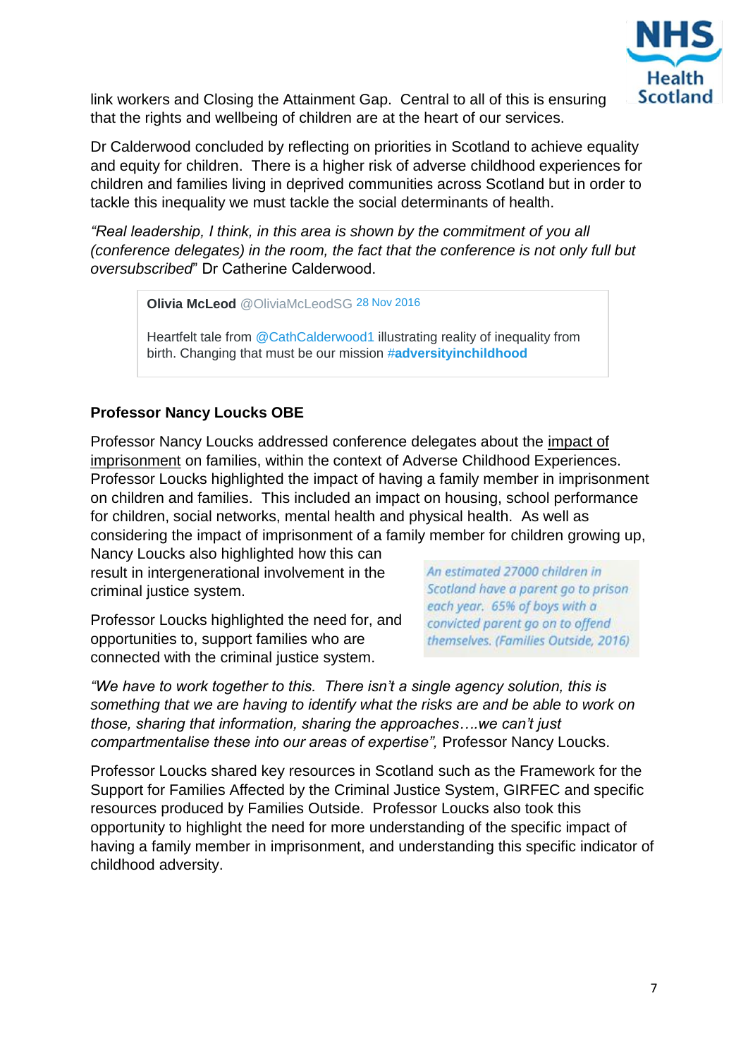link workers and Closing the Attainment Gap. Central to all of this is ensuring that the rights and wellbeing of children are at the heart of our services.

Dr Calderwood concluded by reflecting on priorities in Scotland to achieve equality and equity for children. There is a higher risk of adverse childhood experiences for children and families living in deprived communities across Scotland but in order to tackle this inequality we must tackle the social determinants of health.

*"Real leadership, I think, in this area is shown by the commitment of you all (conference delegates) in the room, the fact that the conference is not only full but oversubscribed*" Dr Catherine Calderwood.

> **Olivia McLeod** @OliviaMcLeodSG 28 Nov 2016
>
> Heartfelt tale from @CathCalderwood1 illustrating reality of inequality from birth. Changing that must be our mission **#adversityinchildhood**

**Professor Nancy Loucks OBE**

Professor Nancy Loucks addressed conference delegates about the impact of imprisonment on families, within the context of Adverse Childhood Experiences. Professor Loucks highlighted the impact of having a family member in imprisonment on children and families. This included an impact on housing, school performance for children, social networks, mental health and physical health. As well as considering the impact of imprisonment of a family member for children growing up, Nancy Loucks also highlighted how this can result in intergenerational involvement in the criminal justice system.

Professor Loucks highlighted the need for, and opportunities to, support families who are connected with the criminal justice system.

> *An estimated 27000 children in Scotland have a parent go to prison each year. 65% of boys with a convicted parent go on to offend themselves. (Families Outside, 2016)*

*"We have to work together to this. There isn't a single agency solution, this is something that we are having to identify what the risks are and be able to work on those, sharing that information, sharing the approaches….we can't just compartmentalise these into our areas of expertise",* Professor Nancy Loucks.

Professor Loucks shared key resources in Scotland such as the Framework for the Support for Families Affected by the Criminal Justice System, GIRFEC and specific resources produced by Families Outside. Professor Loucks also took this opportunity to highlight the need for more understanding of the specific impact of having a family member in imprisonment, and understanding this specific indicator of childhood adversity.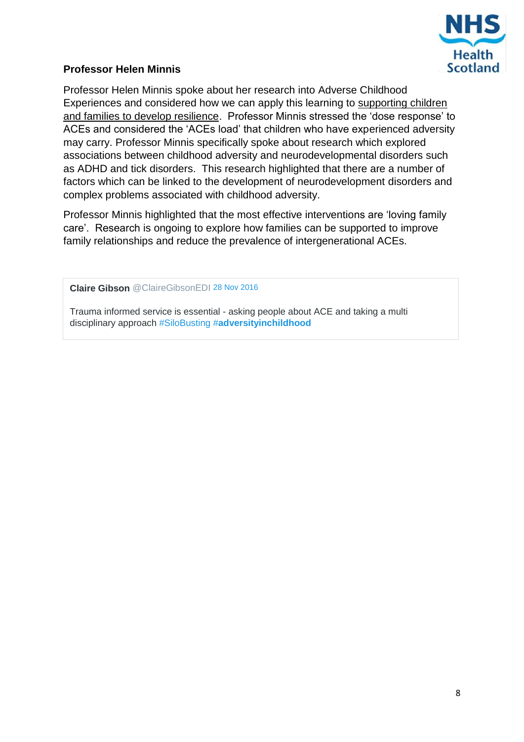**Professor Helen Minnis**

Professor Helen Minnis spoke about her research into Adverse Childhood Experiences and considered how we can apply this learning to supporting children and families to develop resilience. Professor Minnis stressed the 'dose response' to ACEs and considered the 'ACEs load' that children who have experienced adversity may carry. Professor Minnis specifically spoke about research which explored associations between childhood adversity and neurodevelopmental disorders such as ADHD and tick disorders. This research highlighted that there are a number of factors which can be linked to the development of neurodevelopment disorders and complex problems associated with childhood adversity.

Professor Minnis highlighted that the most effective interventions are 'loving family care'. Research is ongoing to explore how families can be supported to improve family relationships and reduce the prevalence of intergenerational ACEs.

> **Claire Gibson** @ClaireGibsonEDI 28 Nov 2016
>
> Trauma informed service is essential - asking people about ACE and taking a multi disciplinary approach #SiloBusting #**adversityinchildhood**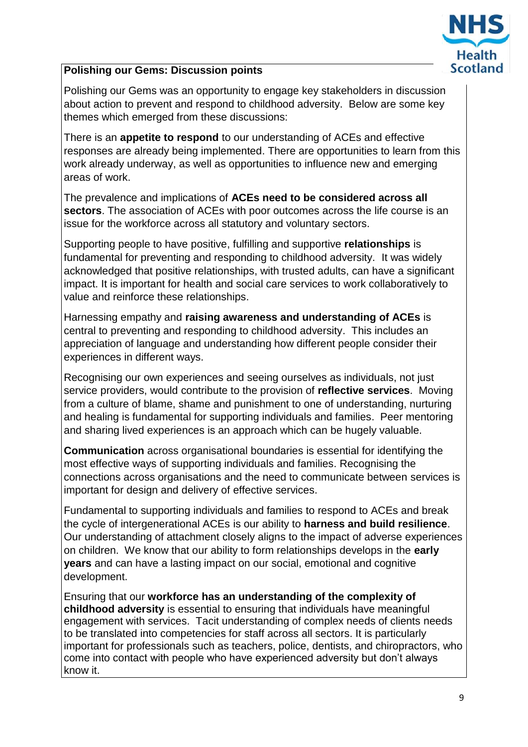## Polishing our Gems: Discussion points

Polishing our Gems was an opportunity to engage key stakeholders in discussion about action to prevent and respond to childhood adversity. Below are some key themes which emerged from these discussions:

There is an **appetite to respond** to our understanding of ACEs and effective responses are already being implemented. There are opportunities to learn from this work already underway, as well as opportunities to influence new and emerging areas of work.

The prevalence and implications of **ACEs need to be considered across all sectors**. The association of ACEs with poor outcomes across the life course is an issue for the workforce across all statutory and voluntary sectors.

Supporting people to have positive, fulfilling and supportive **relationships** is fundamental for preventing and responding to childhood adversity. It was widely acknowledged that positive relationships, with trusted adults, can have a significant impact. It is important for health and social care services to work collaboratively to value and reinforce these relationships.

Harnessing empathy and **raising awareness and understanding of ACEs** is central to preventing and responding to childhood adversity. This includes an appreciation of language and understanding how different people consider their experiences in different ways.

Recognising our own experiences and seeing ourselves as individuals, not just service providers, would contribute to the provision of **reflective services**. Moving from a culture of blame, shame and punishment to one of understanding, nurturing and healing is fundamental for supporting individuals and families. Peer mentoring and sharing lived experiences is an approach which can be hugely valuable.

**Communication** across organisational boundaries is essential for identifying the most effective ways of supporting individuals and families. Recognising the connections across organisations and the need to communicate between services is important for design and delivery of effective services.

Fundamental to supporting individuals and families to respond to ACEs and break the cycle of intergenerational ACEs is our ability to **harness and build resilience**. Our understanding of attachment closely aligns to the impact of adverse experiences on children. We know that our ability to form relationships develops in the **early years** and can have a lasting impact on our social, emotional and cognitive development.

Ensuring that our **workforce has an understanding of the complexity of childhood adversity** is essential to ensuring that individuals have meaningful engagement with services. Tacit understanding of complex needs of clients needs to be translated into competencies for staff across all sectors. It is particularly important for professionals such as teachers, police, dentists, and chiropractors, who come into contact with people who have experienced adversity but don't always know it.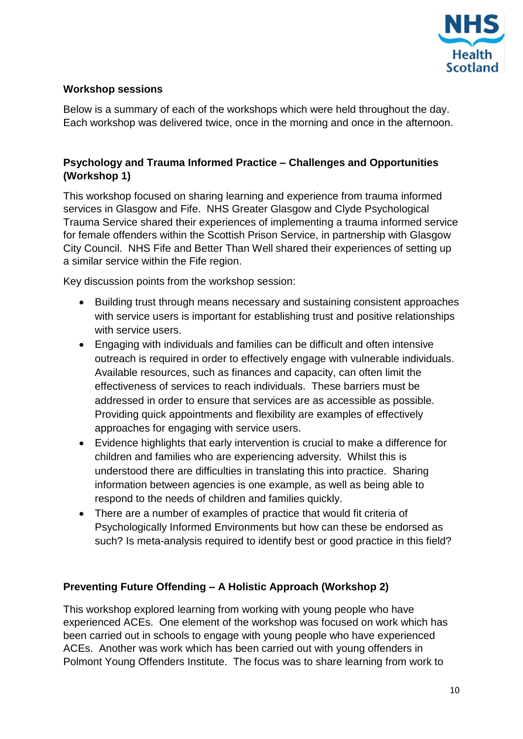**Workshop sessions**

Below is a summary of each of the workshops which were held throughout the day. Each workshop was delivered twice, once in the morning and once in the afternoon.

**Psychology and Trauma Informed Practice – Challenges and Opportunities (Workshop 1)**

This workshop focused on sharing learning and experience from trauma informed services in Glasgow and Fife. NHS Greater Glasgow and Clyde Psychological Trauma Service shared their experiences of implementing a trauma informed service for female offenders within the Scottish Prison Service, in partnership with Glasgow City Council. NHS Fife and Better Than Well shared their experiences of setting up a similar service within the Fife region.

Key discussion points from the workshop session:

- Building trust through means necessary and sustaining consistent approaches with service users is important for establishing trust and positive relationships with service users.
- Engaging with individuals and families can be difficult and often intensive outreach is required in order to effectively engage with vulnerable individuals. Available resources, such as finances and capacity, can often limit the effectiveness of services to reach individuals. These barriers must be addressed in order to ensure that services are as accessible as possible. Providing quick appointments and flexibility are examples of effectively approaches for engaging with service users.
- Evidence highlights that early intervention is crucial to make a difference for children and families who are experiencing adversity. Whilst this is understood there are difficulties in translating this into practice. Sharing information between agencies is one example, as well as being able to respond to the needs of children and families quickly.
- There are a number of examples of practice that would fit criteria of Psychologically Informed Environments but how can these be endorsed as such? Is meta-analysis required to identify best or good practice in this field?

**Preventing Future Offending – A Holistic Approach (Workshop 2)**

This workshop explored learning from working with young people who have experienced ACEs. One element of the workshop was focused on work which has been carried out in schools to engage with young people who have experienced ACEs. Another was work which has been carried out with young offenders in Polmont Young Offenders Institute. The focus was to share learning from work to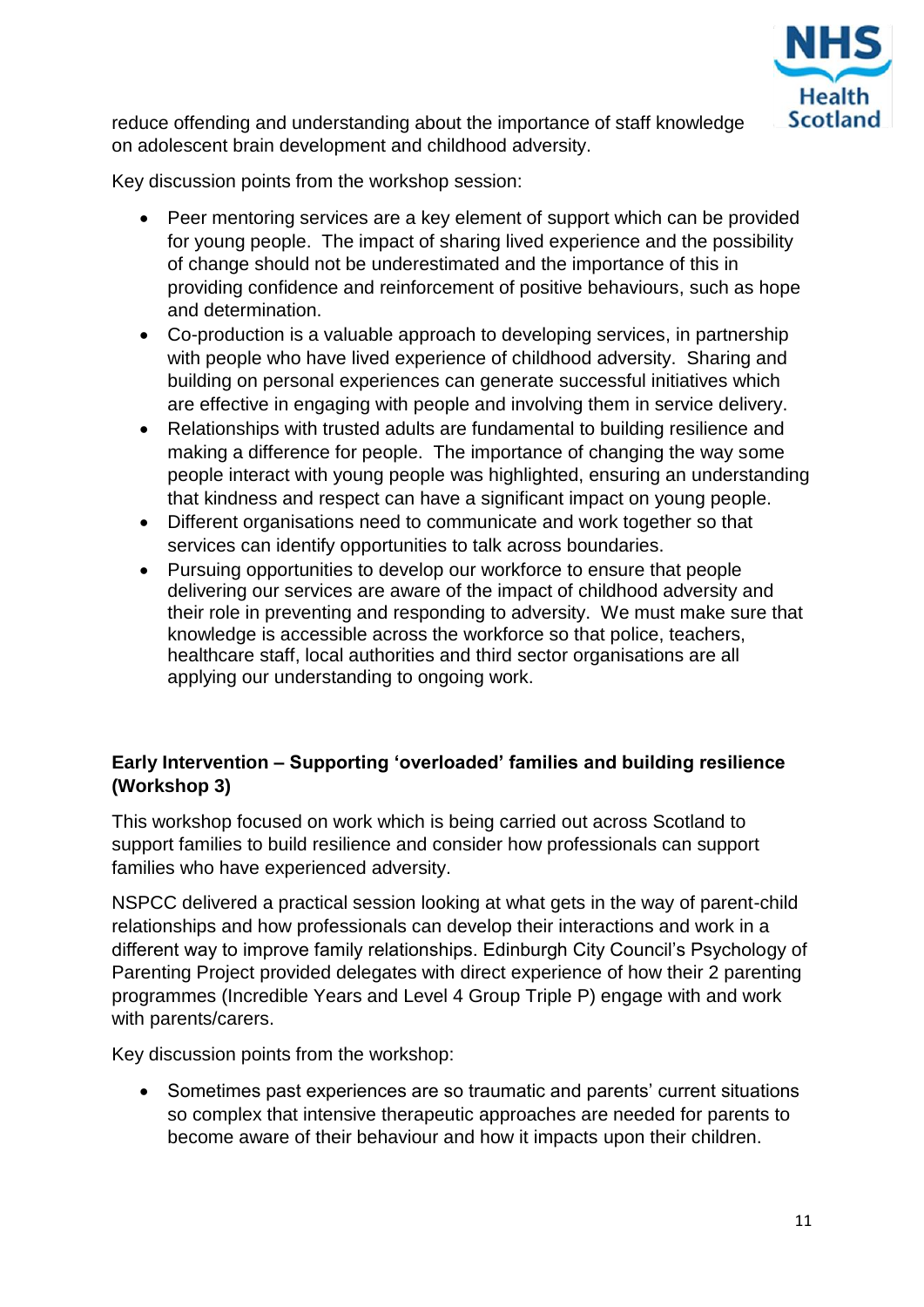reduce offending and understanding about the importance of staff knowledge on adolescent brain development and childhood adversity.

Key discussion points from the workshop session:

- Peer mentoring services are a key element of support which can be provided for young people. The impact of sharing lived experience and the possibility of change should not be underestimated and the importance of this in providing confidence and reinforcement of positive behaviours, such as hope and determination.
- Co-production is a valuable approach to developing services, in partnership with people who have lived experience of childhood adversity. Sharing and building on personal experiences can generate successful initiatives which are effective in engaging with people and involving them in service delivery.
- Relationships with trusted adults are fundamental to building resilience and making a difference for people. The importance of changing the way some people interact with young people was highlighted, ensuring an understanding that kindness and respect can have a significant impact on young people.
- Different organisations need to communicate and work together so that services can identify opportunities to talk across boundaries.
- Pursuing opportunities to develop our workforce to ensure that people delivering our services are aware of the impact of childhood adversity and their role in preventing and responding to adversity. We must make sure that knowledge is accessible across the workforce so that police, teachers, healthcare staff, local authorities and third sector organisations are all applying our understanding to ongoing work.

**Early Intervention – Supporting 'overloaded' families and building resilience (Workshop 3)**

This workshop focused on work which is being carried out across Scotland to support families to build resilience and consider how professionals can support families who have experienced adversity.

NSPCC delivered a practical session looking at what gets in the way of parent-child relationships and how professionals can develop their interactions and work in a different way to improve family relationships. Edinburgh City Council's Psychology of Parenting Project provided delegates with direct experience of how their 2 parenting programmes (Incredible Years and Level 4 Group Triple P) engage with and work with parents/carers.

Key discussion points from the workshop:

- Sometimes past experiences are so traumatic and parents' current situations so complex that intensive therapeutic approaches are needed for parents to become aware of their behaviour and how it impacts upon their children.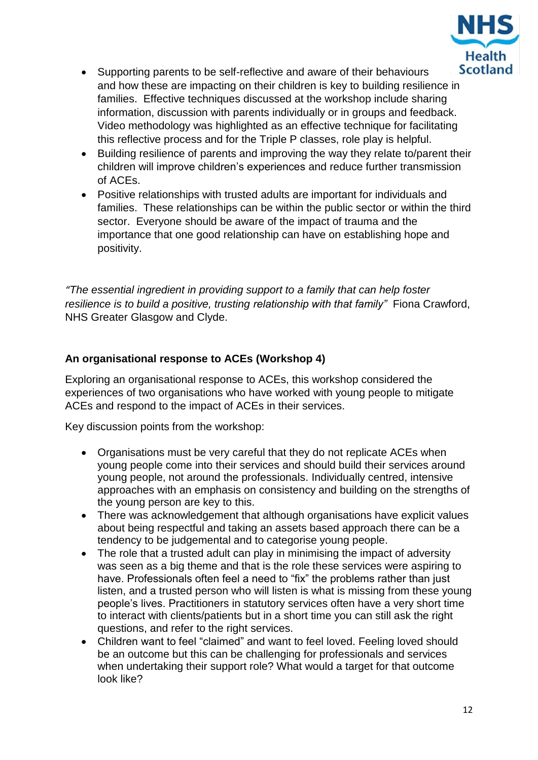- Supporting parents to be self-reflective and aware of their behaviours and how these are impacting on their children is key to building resilience in families. Effective techniques discussed at the workshop include sharing information, discussion with parents individually or in groups and feedback. Video methodology was highlighted as an effective technique for facilitating this reflective process and for the Triple P classes, role play is helpful.
- Building resilience of parents and improving the way they relate to/parent their children will improve children's experiences and reduce further transmission of ACEs.
- Positive relationships with trusted adults are important for individuals and families. These relationships can be within the public sector or within the third sector. Everyone should be aware of the impact of trauma and the importance that one good relationship can have on establishing hope and positivity.

*"The essential ingredient in providing support to a family that can help foster resilience is to build a positive, trusting relationship with that family"* Fiona Crawford, NHS Greater Glasgow and Clyde.

**An organisational response to ACEs (Workshop 4)**

Exploring an organisational response to ACEs, this workshop considered the experiences of two organisations who have worked with young people to mitigate ACEs and respond to the impact of ACEs in their services.

Key discussion points from the workshop:

- Organisations must be very careful that they do not replicate ACEs when young people come into their services and should build their services around young people, not around the professionals. Individually centred, intensive approaches with an emphasis on consistency and building on the strengths of the young person are key to this.
- There was acknowledgement that although organisations have explicit values about being respectful and taking an assets based approach there can be a tendency to be judgemental and to categorise young people.
- The role that a trusted adult can play in minimising the impact of adversity was seen as a big theme and that is the role these services were aspiring to have. Professionals often feel a need to "fix" the problems rather than just listen, and a trusted person who will listen is what is missing from these young people's lives. Practitioners in statutory services often have a very short time to interact with clients/patients but in a short time you can still ask the right questions, and refer to the right services.
- Children want to feel "claimed" and want to feel loved. Feeling loved should be an outcome but this can be challenging for professionals and services when undertaking their support role? What would a target for that outcome look like?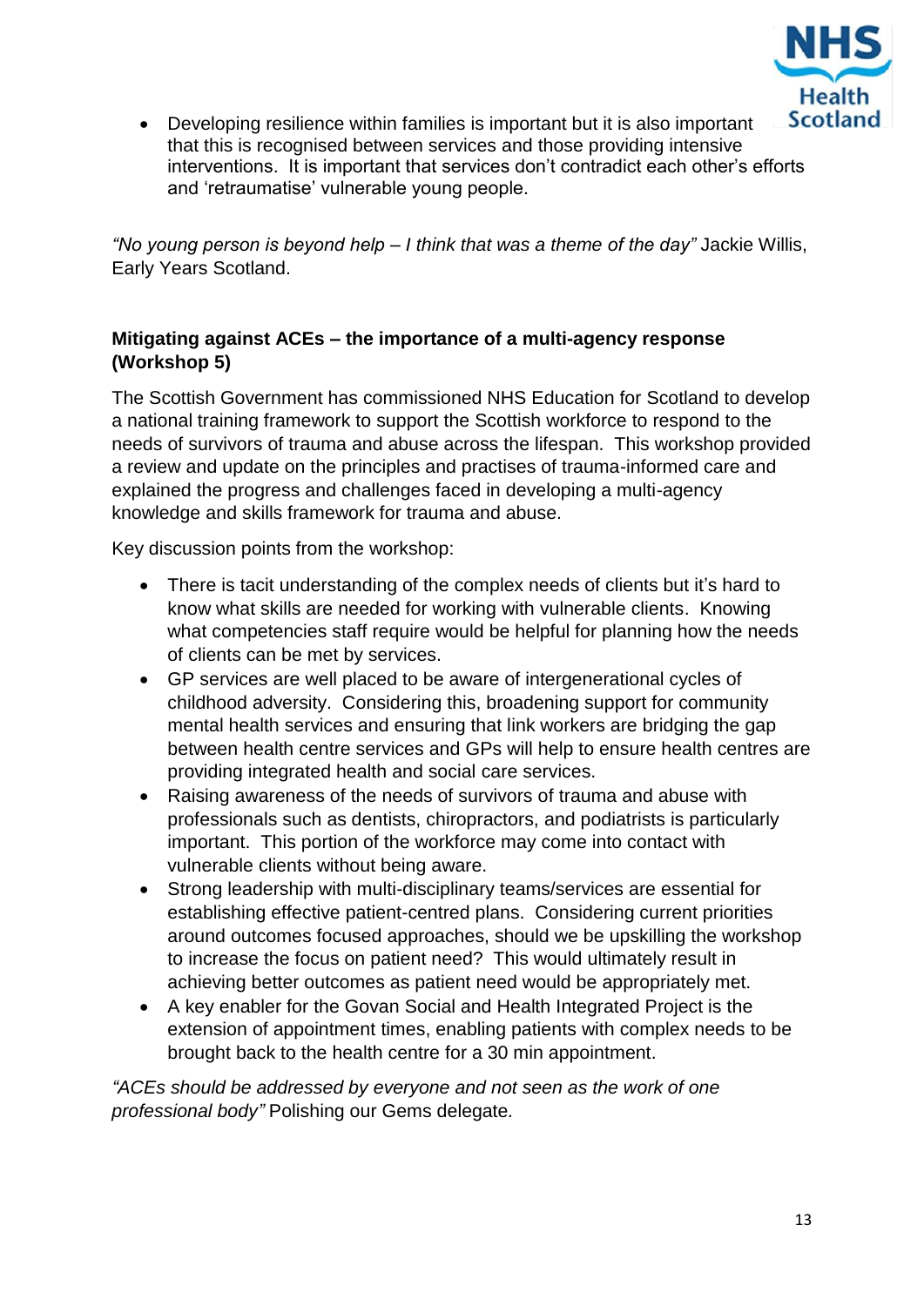- Developing resilience within families is important but it is also important that this is recognised between services and those providing intensive interventions. It is important that services don't contradict each other's efforts and 'retraumatise' vulnerable young people.

*"No young person is beyond help – I think that was a theme of the day"* Jackie Willis, Early Years Scotland.

**Mitigating against ACEs – the importance of a multi-agency response (Workshop 5)**

The Scottish Government has commissioned NHS Education for Scotland to develop a national training framework to support the Scottish workforce to respond to the needs of survivors of trauma and abuse across the lifespan. This workshop provided a review and update on the principles and practises of trauma-informed care and explained the progress and challenges faced in developing a multi-agency knowledge and skills framework for trauma and abuse.

Key discussion points from the workshop:

- There is tacit understanding of the complex needs of clients but it's hard to know what skills are needed for working with vulnerable clients. Knowing what competencies staff require would be helpful for planning how the needs of clients can be met by services.
- GP services are well placed to be aware of intergenerational cycles of childhood adversity. Considering this, broadening support for community mental health services and ensuring that link workers are bridging the gap between health centre services and GPs will help to ensure health centres are providing integrated health and social care services.
- Raising awareness of the needs of survivors of trauma and abuse with professionals such as dentists, chiropractors, and podiatrists is particularly important. This portion of the workforce may come into contact with vulnerable clients without being aware.
- Strong leadership with multi-disciplinary teams/services are essential for establishing effective patient-centred plans. Considering current priorities around outcomes focused approaches, should we be upskilling the workshop to increase the focus on patient need? This would ultimately result in achieving better outcomes as patient need would be appropriately met.
- A key enabler for the Govan Social and Health Integrated Project is the extension of appointment times, enabling patients with complex needs to be brought back to the health centre for a 30 min appointment.

*"ACEs should be addressed by everyone and not seen as the work of one professional body"* Polishing our Gems delegate.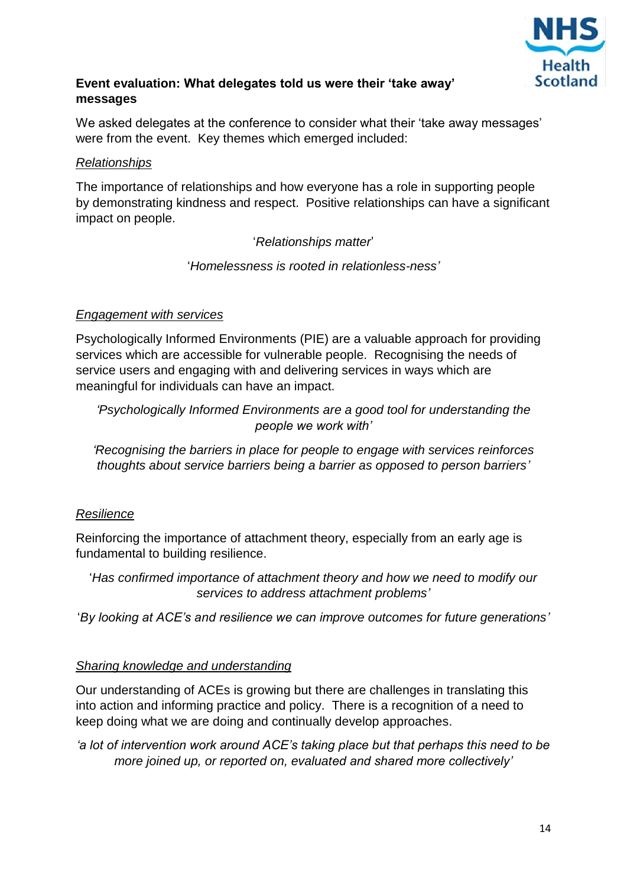**Event evaluation: What delegates told us were their 'take away' messages**

We asked delegates at the conference to consider what their 'take away messages' were from the event. Key themes which emerged included:

*Relationships*

The importance of relationships and how everyone has a role in supporting people by demonstrating kindness and respect. Positive relationships can have a significant impact on people.

'*Relationships matter*'

'*Homelessness is rooted in relationless-ness'*

*Engagement with services*

Psychologically Informed Environments (PIE) are a valuable approach for providing services which are accessible for vulnerable people. Recognising the needs of service users and engaging with and delivering services in ways which are meaningful for individuals can have an impact.

*'Psychologically Informed Environments are a good tool for understanding the people we work with'*

*'Recognising the barriers in place for people to engage with services reinforces thoughts about service barriers being a barrier as opposed to person barriers'*

*Resilience*

Reinforcing the importance of attachment theory, especially from an early age is fundamental to building resilience.

'*Has confirmed importance of attachment theory and how we need to modify our services to address attachment problems'*

'*By looking at ACE's and resilience we can improve outcomes for future generations'*

*Sharing knowledge and understanding*

Our understanding of ACEs is growing but there are challenges in translating this into action and informing practice and policy. There is a recognition of a need to keep doing what we are doing and continually develop approaches.

*'a lot of intervention work around ACE's taking place but that perhaps this need to be more joined up, or reported on, evaluated and shared more collectively'*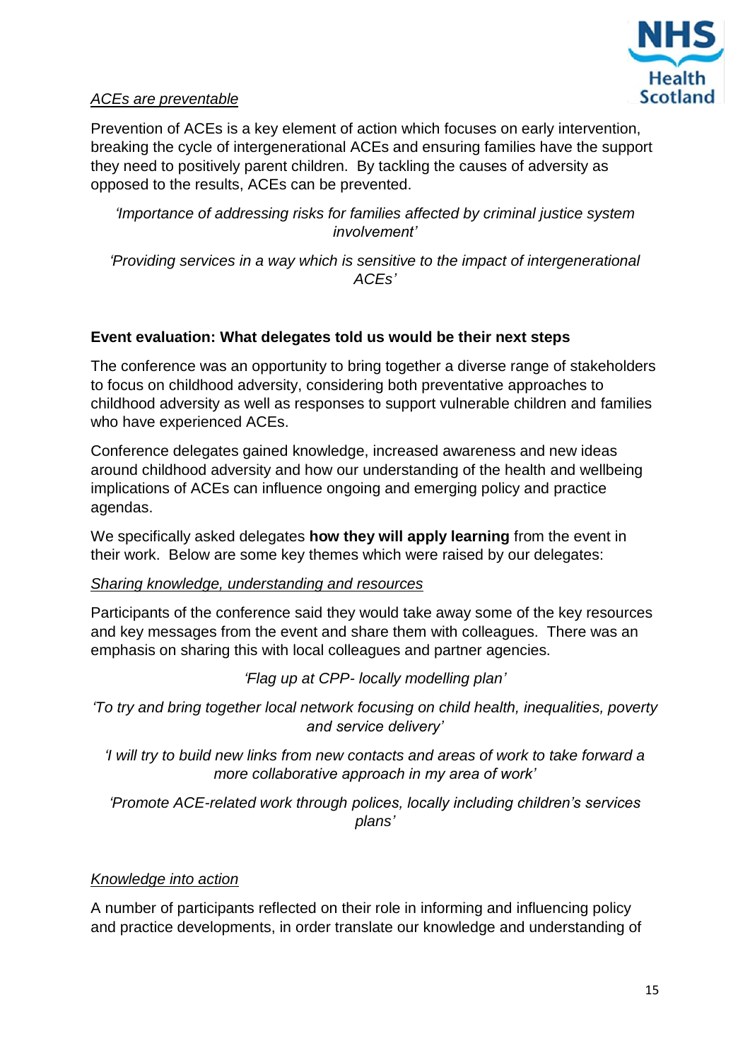*ACEs are preventable*

Prevention of ACEs is a key element of action which focuses on early intervention, breaking the cycle of intergenerational ACEs and ensuring families have the support they need to positively parent children. By tackling the causes of adversity as opposed to the results, ACEs can be prevented.

*'Importance of addressing risks for families affected by criminal justice system involvement'*

*'Providing services in a way which is sensitive to the impact of intergenerational ACEs'*

**Event evaluation: What delegates told us would be their next steps**

The conference was an opportunity to bring together a diverse range of stakeholders to focus on childhood adversity, considering both preventative approaches to childhood adversity as well as responses to support vulnerable children and families who have experienced ACEs.

Conference delegates gained knowledge, increased awareness and new ideas around childhood adversity and how our understanding of the health and wellbeing implications of ACEs can influence ongoing and emerging policy and practice agendas.

We specifically asked delegates **how they will apply learning** from the event in their work. Below are some key themes which were raised by our delegates:

*Sharing knowledge, understanding and resources*

Participants of the conference said they would take away some of the key resources and key messages from the event and share them with colleagues. There was an emphasis on sharing this with local colleagues and partner agencies.

*'Flag up at CPP- locally modelling plan'*

*'To try and bring together local network focusing on child health, inequalities, poverty and service delivery'*

*'I will try to build new links from new contacts and areas of work to take forward a more collaborative approach in my area of work'*

*'Promote ACE-related work through polices, locally including children's services plans'*

*Knowledge into action*

A number of participants reflected on their role in informing and influencing policy and practice developments, in order translate our knowledge and understanding of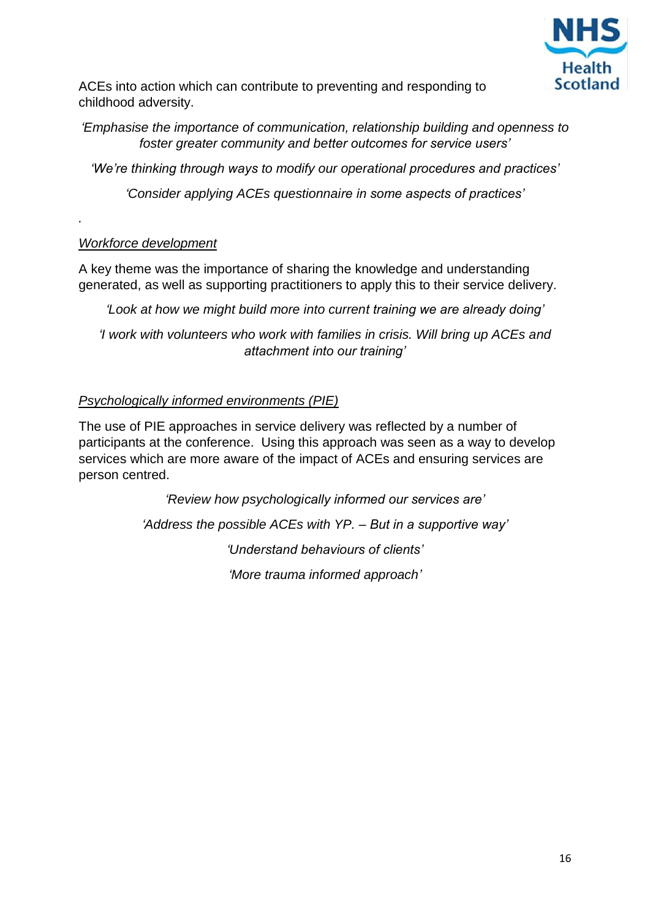ACEs into action which can contribute to preventing and responding to childhood adversity.

*'Emphasise the importance of communication, relationship building and openness to foster greater community and better outcomes for service users'*

*'We're thinking through ways to modify our operational procedures and practices'*

*'Consider applying ACEs questionnaire in some aspects of practices'*

.

*Workforce development*

A key theme was the importance of sharing the knowledge and understanding generated, as well as supporting practitioners to apply this to their service delivery.

*'Look at how we might build more into current training we are already doing'*

*'I work with volunteers who work with families in crisis. Will bring up ACEs and attachment into our training'*

*Psychologically informed environments (PIE)*

The use of PIE approaches in service delivery was reflected by a number of participants at the conference. Using this approach was seen as a way to develop services which are more aware of the impact of ACEs and ensuring services are person centred.

*'Review how psychologically informed our services are'*

*'Address the possible ACEs with YP. – But in a supportive way'*

*'Understand behaviours of clients'*

*'More trauma informed approach'*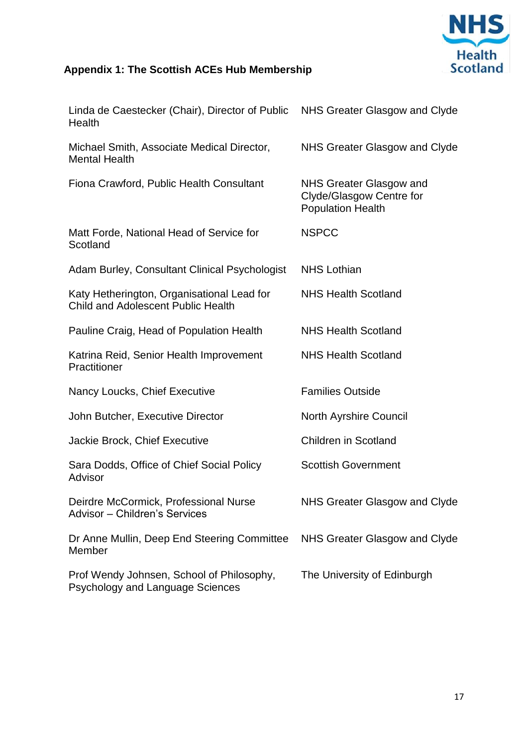## Appendix 1: The Scottish ACEs Hub Membership

| | |
|---|---|
| Linda de Caestecker (Chair), Director of Public Health | NHS Greater Glasgow and Clyde |
| Michael Smith, Associate Medical Director, Mental Health | NHS Greater Glasgow and Clyde |
| Fiona Crawford, Public Health Consultant | NHS Greater Glasgow and Clyde/Glasgow Centre for Population Health |
| Matt Forde, National Head of Service for Scotland | NSPCC |
| Adam Burley, Consultant Clinical Psychologist | NHS Lothian |
| Katy Hetherington, Organisational Lead for Child and Adolescent Public Health | NHS Health Scotland |
| Pauline Craig, Head of Population Health | NHS Health Scotland |
| Katrina Reid, Senior Health Improvement Practitioner | NHS Health Scotland |
| Nancy Loucks, Chief Executive | Families Outside |
| John Butcher, Executive Director | North Ayrshire Council |
| Jackie Brock, Chief Executive | Children in Scotland |
| Sara Dodds, Office of Chief Social Policy Advisor | Scottish Government |
| Deirdre McCormick, Professional Nurse Advisor – Children's Services | NHS Greater Glasgow and Clyde |
| Dr Anne Mullin, Deep End Steering Committee Member | NHS Greater Glasgow and Clyde |
| Prof Wendy Johnsen, School of Philosophy, Psychology and Language Sciences | The University of Edinburgh |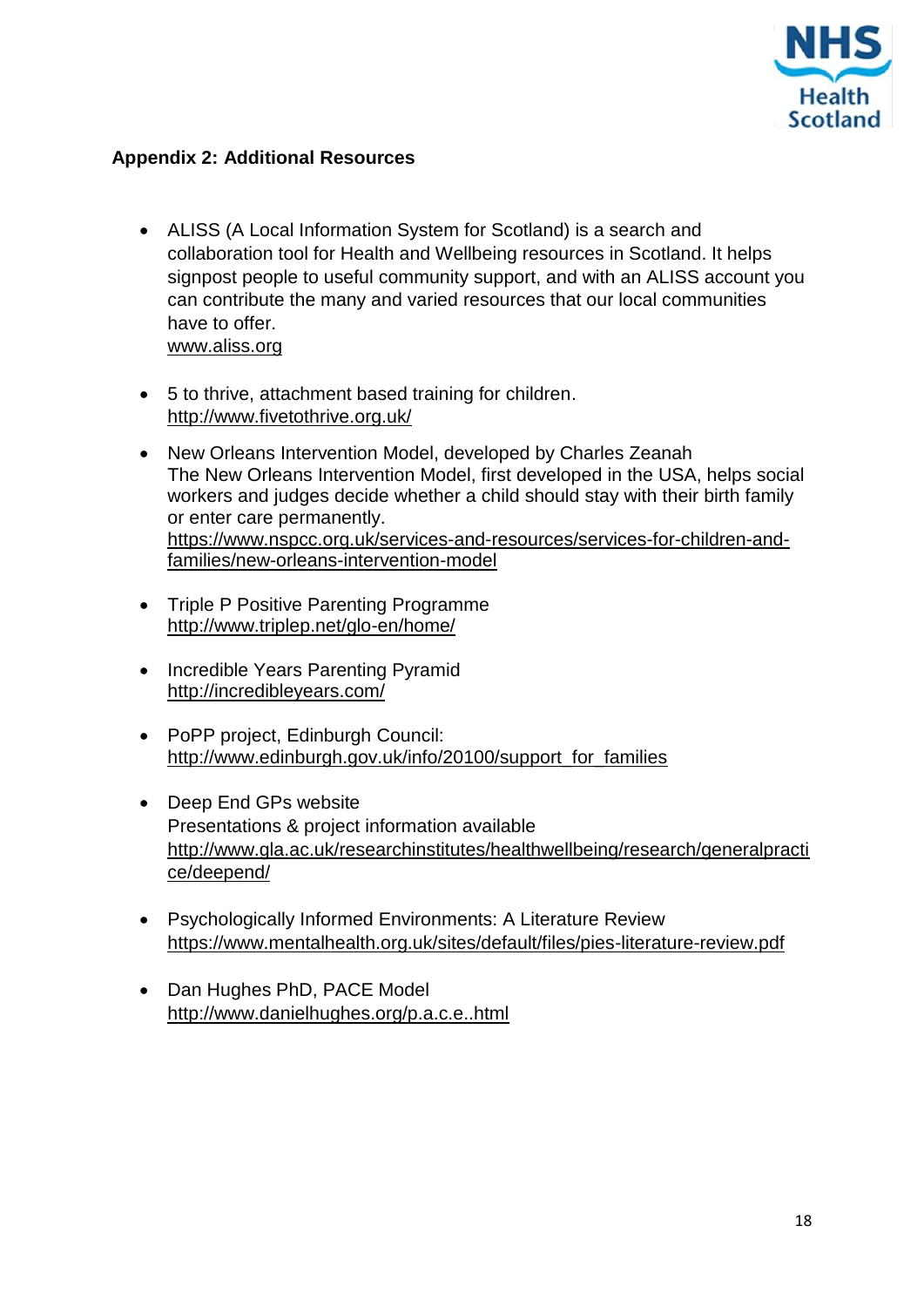**Appendix 2: Additional Resources**

- ALISS (A Local Information System for Scotland) is a search and collaboration tool for Health and Wellbeing resources in Scotland. It helps signpost people to useful community support, and with an ALISS account you can contribute the many and varied resources that our local communities have to offer.
  www.aliss.org

- 5 to thrive, attachment based training for children.
  http://www.fivetothrive.org.uk/

- New Orleans Intervention Model, developed by Charles Zeanah
  The New Orleans Intervention Model, first developed in the USA, helps social workers and judges decide whether a child should stay with their birth family or enter care permanently.
  https://www.nspcc.org.uk/services-and-resources/services-for-children-and-families/new-orleans-intervention-model

- Triple P Positive Parenting Programme
  http://www.triplep.net/glo-en/home/

- Incredible Years Parenting Pyramid
  http://incredibleyears.com/

- PoPP project, Edinburgh Council:
  http://www.edinburgh.gov.uk/info/20100/support_for_families

- Deep End GPs website
  Presentations & project information available
  http://www.gla.ac.uk/researchinstitutes/healthwellbeing/research/generalpractice/deepend/

- Psychologically Informed Environments: A Literature Review
  https://www.mentalhealth.org.uk/sites/default/files/pies-literature-review.pdf

- Dan Hughes PhD, PACE Model
  http://www.danielhughes.org/p.a.c.e..html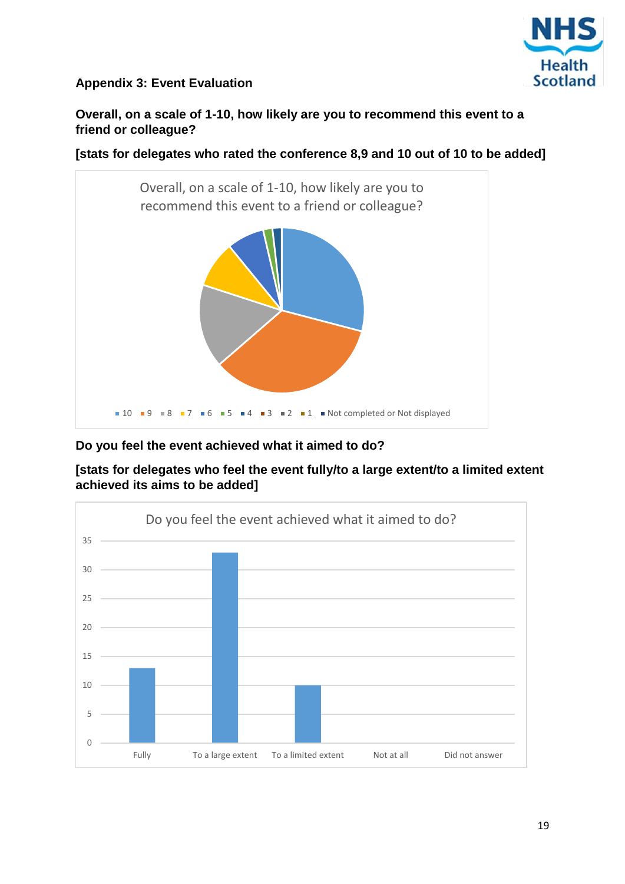**Appendix 3: Event Evaluation**

**Overall, on a scale of 1-10, how likely are you to recommend this event to a friend or colleague?**

**[stats for delegates who rated the conference 8,9 and 10 out of 10 to be added]**

Overall, on a scale of 1-10, how likely are you to recommend this event to a friend or colleague?

■ 10 ■ 9 ■ 8 ■ 7 ■ 6 ■ 5 ■ 4 ■ 3 ■ 2 ■ 1 ■ Not completed or Not displayed

**Do you feel the event achieved what it aimed to do?**

**[stats for delegates who feel the event fully/to a large extent/to a limited extent achieved its aims to be added]**

Do you feel the event achieved what it aimed to do?

| Response | Count |
| --- | --- |
| Fully | 13 |
| To a large extent | 33 |
| To a limited extent | 10 |
| Not at all | 0 |
| Did not answer | 0 |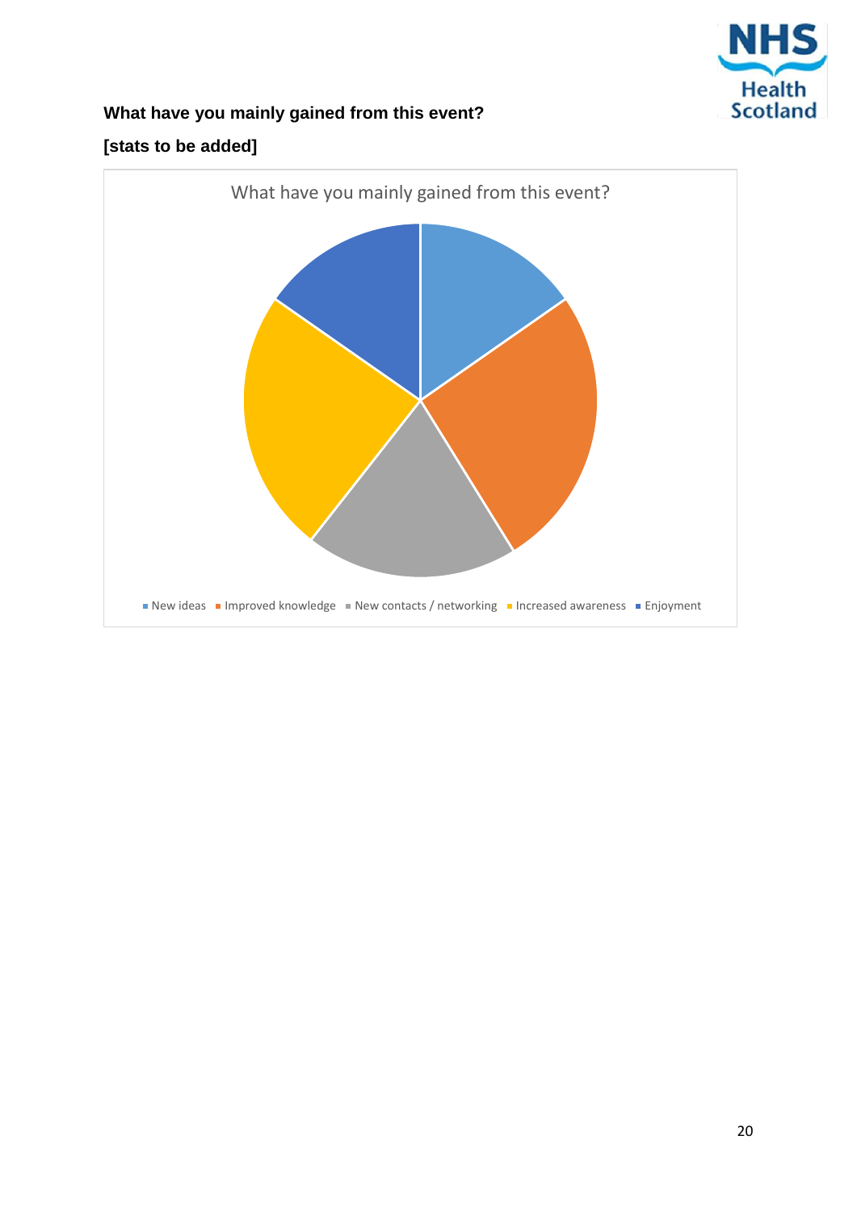**What have you mainly gained from this event?**

**[stats to be added]**

What have you mainly gained from this event?

New ideas
Improved knowledge
New contacts / networking
Increased awareness
Enjoyment